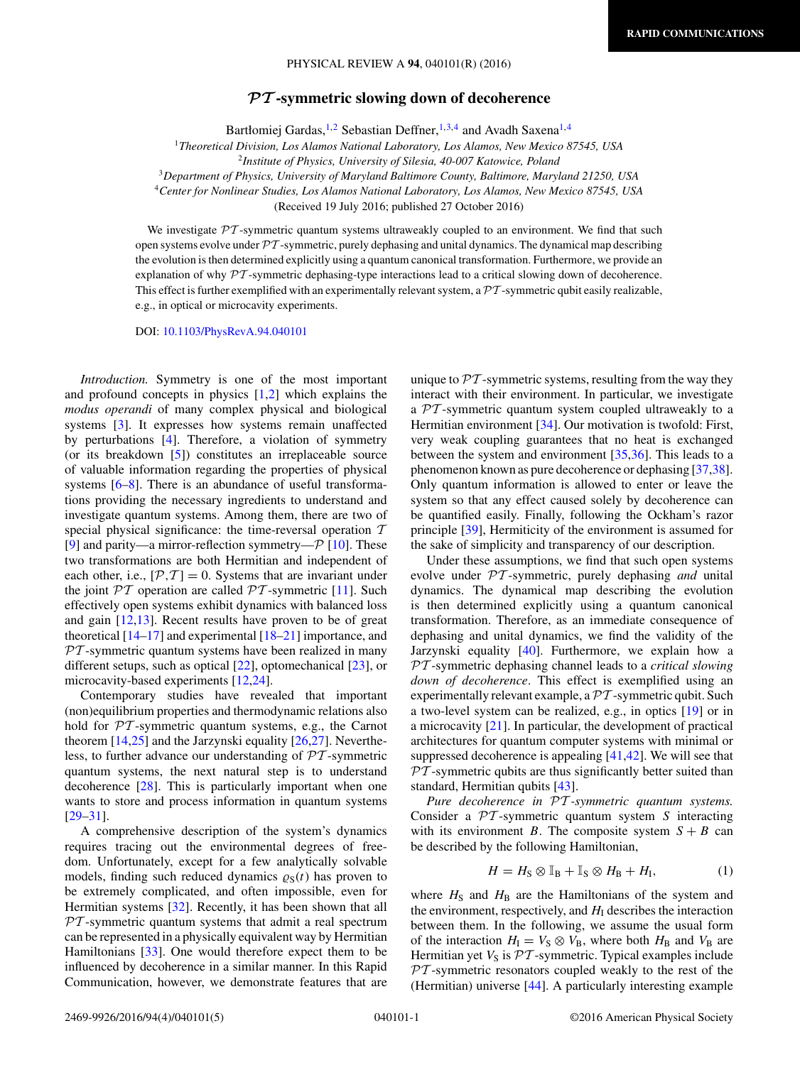# $\mathcal{PT}$-symmetric slowing down of decoherence

Bartłomiej Gardas,[1,2] Sebastian Deffner,[1,3,4] and Avadh Saxena[1,4]

[1]Theoretical Division, Los Alamos National Laboratory, Los Alamos, New Mexico 87545, USA

[2]Institute of Physics, University of Silesia, 40-007 Katowice, Poland

[3]Department of Physics, University of Maryland Baltimore County, Baltimore, Maryland 21250, USA

[4]Center for Nonlinear Studies, Los Alamos National Laboratory, Los Alamos, New Mexico 87545, USA

(Received 19 July 2016; published 27 October 2016)

We investigate $\mathcal{PT}$-symmetric quantum systems ultraweakly coupled to an environment. We find that such open systems evolve under $\mathcal{PT}$-symmetric, purely dephasing and unital dynamics. The dynamical map describing the evolution is then determined explicitly using a quantum canonical transformation. Furthermore, we provide an explanation of why $\mathcal{PT}$-symmetric dephasing-type interactions lead to a critical slowing down of decoherence. This effect is further exemplified with an experimentally relevant system, a $\mathcal{PT}$-symmetric qubit easily realizable, e.g., in optical or microcavity experiments.

DOI: 10.1103/PhysRevA.94.040101

*Introduction.* Symmetry is one of the most important and profound concepts in physics [1,2] which explains the *modus operandi* of many complex physical and biological systems [3]. It expresses how systems remain unaffected by perturbations [4]. Therefore, a violation of symmetry (or its breakdown [5]) constitutes an irreplaceable source of valuable information regarding the properties of physical systems [6–8]. There is an abundance of useful transformations providing the necessary ingredients to understand and investigate quantum systems. Among them, there are two of special physical significance: the time-reversal operation $\mathcal{T}$ [9] and parity—a mirror-reflection symmetry—$\mathcal{P}$ [10]. These two transformations are both Hermitian and independent of each other, i.e., $[\mathcal{P},\mathcal{T}] = 0$. Systems that are invariant under the joint $\mathcal{PT}$ operation are called $\mathcal{PT}$-symmetric [11]. Such effectively open systems exhibit dynamics with balanced loss and gain [12,13]. Recent results have proven to be of great theoretical [14–17] and experimental [18–21] importance, and $\mathcal{PT}$-symmetric quantum systems have been realized in many different setups, such as optical [22], optomechanical [23], or microcavity-based experiments [12,24].

Contemporary studies have revealed that important (non)equilibrium properties and thermodynamic relations also hold for $\mathcal{PT}$-symmetric quantum systems, e.g., the Carnot theorem [14,25] and the Jarzynski equality [26,27]. Nevertheless, to further advance our understanding of $\mathcal{PT}$-symmetric quantum systems, the next natural step is to understand decoherence [28]. This is particularly important when one wants to store and process information in quantum systems [29–31].

A comprehensive description of the system's dynamics requires tracing out the environmental degrees of freedom. Unfortunately, except for a few analytically solvable models, finding such reduced dynamics $\varrho_S(t)$ has proven to be extremely complicated, and often impossible, even for Hermitian systems [32]. Recently, it has been shown that all $\mathcal{PT}$-symmetric quantum systems that admit a real spectrum can be represented in a physically equivalent way by Hermitian Hamiltonians [33]. One would therefore expect them to be influenced by decoherence in a similar manner. In this Rapid Communication, however, we demonstrate features that are unique to $\mathcal{PT}$-symmetric systems, resulting from the way they interact with their environment. In particular, we investigate a $\mathcal{PT}$-symmetric quantum system coupled ultraweakly to a Hermitian environment [34]. Our motivation is twofold: First, very weak coupling guarantees that no heat is exchanged between the system and environment [35,36]. This leads to a phenomenon known as pure decoherence or dephasing [37,38]. Only quantum information is allowed to enter or leave the system so that any effect caused solely by decoherence can be quantified easily. Finally, following the Ockham's razor principle [39], Hermiticity of the environment is assumed for the sake of simplicity and transparency of our description.

Under these assumptions, we find that such open systems evolve under $\mathcal{PT}$-symmetric, purely dephasing *and* unital dynamics. The dynamical map describing the evolution is then determined explicitly using a quantum canonical transformation. Therefore, as an immediate consequence of dephasing and unital dynamics, we find the validity of the Jarzynski equality [40]. Furthermore, we explain how a $\mathcal{PT}$-symmetric dephasing channel leads to a *critical slowing down of decoherence*. This effect is exemplified using an experimentally relevant example, a $\mathcal{PT}$-symmetric qubit. Such a two-level system can be realized, e.g., in optics [19] or in a microcavity [21]. In particular, the development of practical architectures for quantum computer systems with minimal or suppressed decoherence is appealing [41,42]. We will see that $\mathcal{PT}$-symmetric qubits are thus significantly better suited than standard, Hermitian qubits [43].

*Pure decoherence in $\mathcal{PT}$-symmetric quantum systems.* Consider a $\mathcal{PT}$-symmetric quantum system $S$ interacting with its environment $B$. The composite system $S + B$ can be described by the following Hamiltonian,

$$H = H_S \otimes \mathbb{I}_B + \mathbb{I}_S \otimes H_B + H_I, \tag{1}$$

where $H_S$ and $H_B$ are the Hamiltonians of the system and the environment, respectively, and $H_I$ describes the interaction between them. In the following, we assume the usual form of the interaction $H_I = V_S \otimes V_B$, where both $H_B$ and $V_B$ are Hermitian yet $V_S$ is $\mathcal{PT}$-symmetric. Typical examples include $\mathcal{PT}$-symmetric resonators coupled weakly to the rest of the (Hermitian) universe [44]. A particularly interesting example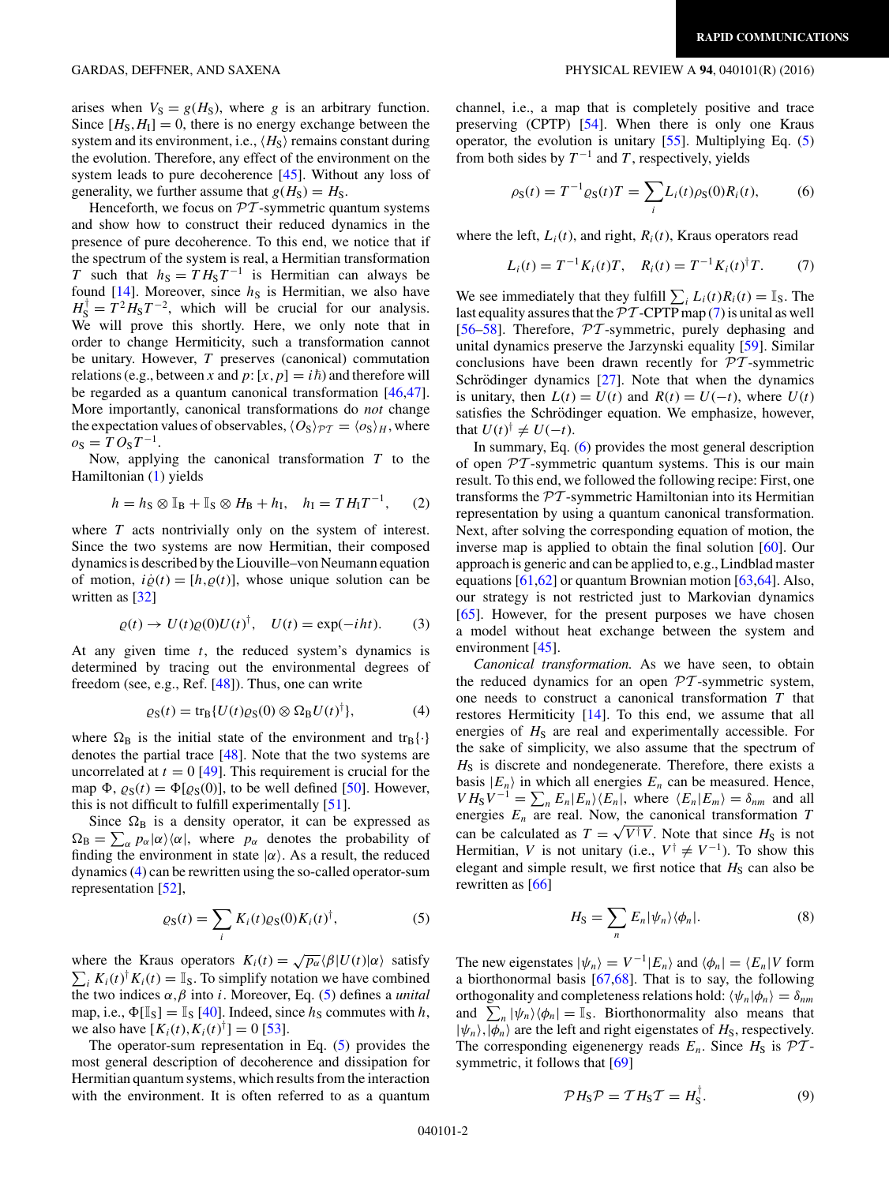arises when $V_S = g(H_S)$, where $g$ is an arbitrary function. Since $[H_S, H_I] = 0$, there is no energy exchange between the system and its environment, i.e., $\langle H_S \rangle$ remains constant during the evolution. Therefore, any effect of the environment on the system leads to pure decoherence [45]. Without any loss of generality, we further assume that $g(H_S) = H_S$.

Henceforth, we focus on $\mathcal{PT}$-symmetric quantum systems and show how to construct their reduced dynamics in the presence of pure decoherence. To this end, we notice that if the spectrum of the system is real, a Hermitian transformation $T$ such that $h_S = T H_S T^{-1}$ is Hermitian can always be found [14]. Moreover, since $h_S$ is Hermitian, we also have $H_S^\dagger = T^2 H_S T^{-2}$, which will be crucial for our analysis. We will prove this shortly. Here, we only note that in order to change Hermiticity, such a transformation cannot be unitary. However, $T$ preserves (canonical) commutation relations (e.g., between $x$ and $p$: $[x,p] = i\hbar$) and therefore will be regarded as a quantum canonical transformation [46,47]. More importantly, canonical transformations do *not* change the expectation values of observables, $\langle O_S \rangle_{\mathcal{PT}} = \langle o_S \rangle_H$, where $o_S = T O_S T^{-1}$.

Now, applying the canonical transformation $T$ to the Hamiltonian (1) yields

$$h = h_S \otimes \mathbb{I}_B + \mathbb{I}_S \otimes H_B + h_I, \quad h_I = T H_I T^{-1}, \tag{2}$$

where $T$ acts nontrivially only on the system of interest. Since the two systems are now Hermitian, their composed dynamics is described by the Liouville–von Neumann equation of motion, $i\dot{\varrho}(t) = [h, \varrho(t)]$, whose unique solution can be written as [32]

$$\varrho(t) \to U(t)\varrho(0)U(t)^\dagger, \quad U(t) = \exp(-iht). \tag{3}$$

At any given time $t$, the reduced system's dynamics is determined by tracing out the environmental degrees of freedom (see, e.g., Ref. [48]). Thus, one can write

$$\varrho_S(t) = \mathrm{tr}_B\{U(t)\varrho_S(0) \otimes \Omega_B U(t)^\dagger\}, \tag{4}$$

where $\Omega_B$ is the initial state of the environment and $\mathrm{tr}_B\{\cdot\}$ denotes the partial trace [48]. Note that the two systems are uncorrelated at $t = 0$ [49]. This requirement is crucial for the map $\Phi$, $\varrho_S(t) = \Phi[\varrho_S(0)]$, to be well defined [50]. However, this is not difficult to fulfill experimentally [51].

Since $\Omega_B$ is a density operator, it can be expressed as $\Omega_B = \sum_\alpha p_\alpha |\alpha\rangle\langle\alpha|$, where $p_\alpha$ denotes the probability of finding the environment in state $|\alpha\rangle$. As a result, the reduced dynamics (4) can be rewritten using the so-called operator-sum representation [52],

$$\varrho_S(t) = \sum_i K_i(t)\varrho_S(0)K_i(t)^\dagger, \tag{5}$$

where the Kraus operators $K_i(t) = \sqrt{p_\alpha}\langle\beta|U(t)|\alpha\rangle$ satisfy $\sum_i K_i(t)^\dagger K_i(t) = \mathbb{I}_S$. To simplify notation we have combined the two indices $\alpha, \beta$ into $i$. Moreover, Eq. (5) defines a *unital* map, i.e., $\Phi[\mathbb{I}_S] = \mathbb{I}_S$ [40]. Indeed, since $h_S$ commutes with $h$, we also have $[K_i(t), K_i(t)^\dagger] = 0$ [53].

The operator-sum representation in Eq. (5) provides the most general description of decoherence and dissipation for Hermitian quantum systems, which results from the interaction with the environment. It is often referred to as a quantum channel, i.e., a map that is completely positive and trace preserving (CPTP) [54]. When there is only one Kraus operator, the evolution is unitary [55]. Multiplying Eq. (5) from both sides by $T^{-1}$ and $T$, respectively, yields

$$\rho_S(t) = T^{-1}\varrho_S(t)T = \sum_i L_i(t)\rho_S(0)R_i(t), \tag{6}$$

where the left, $L_i(t)$, and right, $R_i(t)$, Kraus operators read

$$L_i(t) = T^{-1}K_i(t)T, \quad R_i(t) = T^{-1}K_i(t)^\dagger T. \tag{7}$$

We see immediately that they fulfill $\sum_i L_i(t)R_i(t) = \mathbb{I}_S$. The last equality assures that the $\mathcal{PT}$-CPTP map (7) is unital as well [56–58]. Therefore, $\mathcal{PT}$-symmetric, purely dephasing and unital dynamics preserve the Jarzynski equality [59]. Similar conclusions have been drawn recently for $\mathcal{PT}$-symmetric Schrödinger dynamics [27]. Note that when the dynamics is unitary, then $L(t) = U(t)$ and $R(t) = U(-t)$, where $U(t)$ satisfies the Schrödinger equation. We emphasize, however, that $U(t)^\dagger \neq U(-t)$.

In summary, Eq. (6) provides the most general description of open $\mathcal{PT}$-symmetric quantum systems. This is our main result. To this end, we followed the following recipe: First, one transforms the $\mathcal{PT}$-symmetric Hamiltonian into its Hermitian representation by using a quantum canonical transformation. Next, after solving the corresponding equation of motion, the inverse map is applied to obtain the final solution [60]. Our approach is generic and can be applied to, e.g., Lindblad master equations [61,62] or quantum Brownian motion [63,64]. Also, our strategy is not restricted just to Markovian dynamics [65]. However, for the present purposes we have chosen a model without heat exchange between the system and environment [45].

*Canonical transformation.* As we have seen, to obtain the reduced dynamics for an open $\mathcal{PT}$-symmetric system, one needs to construct a canonical transformation $T$ that restores Hermiticity [14]. To this end, we assume that all energies of $H_S$ are real and experimentally accessible. For the sake of simplicity, we also assume that the spectrum of $H_S$ is discrete and nondegenerate. Therefore, there exists a basis $|E_n\rangle$ in which all energies $E_n$ can be measured. Hence, $V H_S V^{-1} = \sum_n E_n |E_n\rangle\langle E_n|$, where $\langle E_n|E_m\rangle = \delta_{nm}$ and all energies $E_n$ are real. Now, the canonical transformation $T$ can be calculated as $T = \sqrt{V^\dagger V}$. Note that since $H_S$ is not Hermitian, $V$ is not unitary (i.e., $V^\dagger \neq V^{-1}$). To show this elegant and simple result, we first notice that $H_S$ can also be rewritten as [66]

$$H_S = \sum_n E_n |\psi_n\rangle\langle\phi_n|. \tag{8}$$

The new eigenstates $|\psi_n\rangle = V^{-1}|E_n\rangle$ and $\langle\phi_n| = \langle E_n|V$ form a biorthonormal basis [67,68]. That is to say, the following orthogonality and completeness relations hold: $\langle\psi_n|\phi_n\rangle = \delta_{nm}$ and $\sum_n |\psi_n\rangle\langle\phi_n| = \mathbb{I}_S$. Biorthonormality also means that $|\psi_n\rangle, |\phi_n\rangle$ are the left and right eigenstates of $H_S$, respectively. The corresponding eigenenergy reads $E_n$. Since $H_S$ is $\mathcal{PT}$-symmetric, it follows that [69]

$$\mathcal{P}H_S\mathcal{P} = \mathcal{T}H_S\mathcal{T} = H_S^\dagger. \tag{9}$$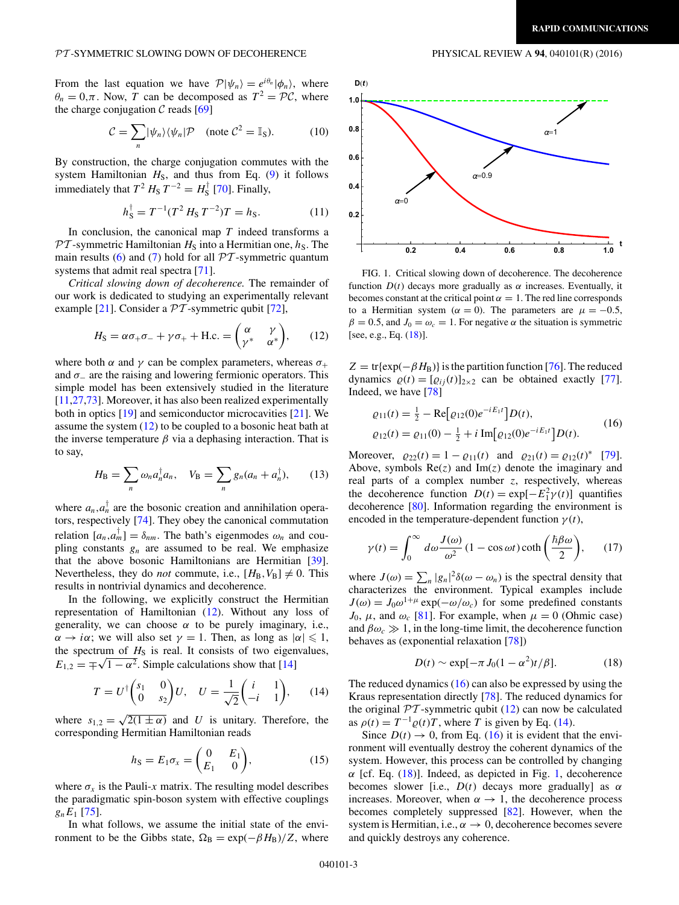From the last equation we have $\mathcal{P}|\psi_n\rangle = e^{i\theta_n}|\phi_n\rangle$, where $\theta_n = 0,\pi$. Now, $T$ can be decomposed as $T^2 = \mathcal{PC}$, where the charge conjugation $\mathcal{C}$ reads [69]

$$\mathcal{C} = \sum_n |\psi_n\rangle\langle\psi_n|\mathcal{P} \quad (\text{note } \mathcal{C}^2 = \mathbb{I}_\text{S}). \tag{10}$$

By construction, the charge conjugation commutes with the system Hamiltonian $H_\text{S}$, and thus from Eq. (9) it follows immediately that $T^2\, H_\text{S}\, T^{-2} = H_\text{S}^\dagger$ [70]. Finally,

$$h_\text{S}^\dagger = T^{-1}(T^2\, H_\text{S}\, T^{-2})T = h_\text{S}. \tag{11}$$

In conclusion, the canonical map $T$ indeed transforms a $\mathcal{PT}$-symmetric Hamiltonian $H_\text{S}$ into a Hermitian one, $h_\text{S}$. The main results (6) and (7) hold for all $\mathcal{PT}$-symmetric quantum systems that admit real spectra [71].

*Critical slowing down of decoherence.* The remainder of our work is dedicated to studying an experimentally relevant example [21]. Consider a $\mathcal{PT}$-symmetric qubit [72],

$$H_\text{S} = \alpha\sigma_+\sigma_- + \gamma\sigma_+ + \text{H.c.} = \begin{pmatrix} \alpha & \gamma \\ \gamma^* & \alpha^* \end{pmatrix}, \tag{12}$$

where both $\alpha$ and $\gamma$ can be complex parameters, whereas $\sigma_+$ and $\sigma_-$ are the raising and lowering fermionic operators. This simple model has been extensively studied in the literature [11,27,73]. Moreover, it has also been realized experimentally both in optics [19] and semiconductor microcavities [21]. We assume the system (12) to be coupled to a bosonic heat bath at the inverse temperature $\beta$ via a dephasing interaction. That is to say,

$$H_\text{B} = \sum_n \omega_n a_n^\dagger a_n, \quad V_\text{B} = \sum_n g_n(a_n + a_n^\dagger), \tag{13}$$

where $a_n, a_n^\dagger$ are the bosonic creation and annihilation operators, respectively [74]. They obey the canonical commutation relation $[a_n, a_m^\dagger] = \delta_{nm}$. The bath's eigenmodes $\omega_n$ and coupling constants $g_n$ are assumed to be real. We emphasize that the above bosonic Hamiltonians are Hermitian [39]. Nevertheless, they do *not* commute, i.e., $[H_\text{B}, V_\text{B}] \neq 0$. This results in nontrivial dynamics and decoherence.

In the following, we explicitly construct the Hermitian representation of Hamiltonian (12). Without any loss of generality, we can choose $\alpha$ to be purely imaginary, i.e., $\alpha \to i\alpha$; we will also set $\gamma = 1$. Then, as long as $|\alpha| \leqslant 1$, the spectrum of $H_\text{S}$ is real. It consists of two eigenvalues, $E_{1,2} = \mp\sqrt{1-\alpha^2}$. Simple calculations show that [14]

$$T = U^\dagger \begin{pmatrix} s_1 & 0 \\ 0 & s_2 \end{pmatrix} U, \quad U = \frac{1}{\sqrt{2}}\begin{pmatrix} i & 1 \\ -i & 1 \end{pmatrix}, \tag{14}$$

where $s_{1,2} = \sqrt{2(1\pm\alpha)}$ and $U$ is unitary. Therefore, the corresponding Hermitian Hamiltonian reads

$$h_\text{S} = E_1\sigma_x = \begin{pmatrix} 0 & E_1 \\ E_1 & 0 \end{pmatrix}, \tag{15}$$

where $\sigma_x$ is the Pauli-$x$ matrix. The resulting model describes the paradigmatic spin-boson system with effective couplings $g_n E_1$ [75].

In what follows, we assume the initial state of the environment to be the Gibbs state, $\Omega_\text{B} = \exp(-\beta H_\text{B})/Z$, where

D(t)
1.0
0.8
0.6
0.4
0.2
0.2
0.4
0.6
0.8
1.0
t
α=1
α=0.9
α=0

FIG. 1. Critical slowing down of decoherence. The decoherence function $D(t)$ decays more gradually as $\alpha$ increases. Eventually, it becomes constant at the critical point $\alpha = 1$. The red line corresponds to a Hermitian system ($\alpha = 0$). The parameters are $\mu = -0.5$, $\beta = 0.5$, and $J_0 = \omega_c = 1$. For negative $\alpha$ the situation is symmetric [see, e.g., Eq. (18)].

$Z = \text{tr}\{\exp(-\beta H_\text{B})\}$ is the partition function [76]. The reduced dynamics $\varrho(t) = [\varrho_{ij}(t)]_{2\times 2}$ can be obtained exactly [77]. Indeed, we have [78]

$$\begin{aligned} \varrho_{11}(t) &= \tfrac{1}{2} - \text{Re}\big[\varrho_{12}(0)e^{-iE_1 t}\big]D(t), \\ \varrho_{12}(t) &= \varrho_{11}(0) - \tfrac{1}{2} + i\,\text{Im}\big[\varrho_{12}(0)e^{-iE_1 t}\big]D(t). \end{aligned} \tag{16}$$

Moreover, $\varrho_{22}(t) = 1 - \varrho_{11}(t)$ and $\varrho_{21}(t) = \varrho_{12}(t)^*$ [79]. Above, symbols $\text{Re}(z)$ and $\text{Im}(z)$ denote the imaginary and real parts of a complex number $z$, respectively, whereas the decoherence function $D(t) = \exp[-E_1^2\gamma(t)]$ quantifies decoherence [80]. Information regarding the environment is encoded in the temperature-dependent function $\gamma(t)$,

$$\gamma(t) = \int_0^\infty d\omega \frac{J(\omega)}{\omega^2}(1-\cos\omega t)\coth\left(\frac{\hbar\beta\omega}{2}\right), \tag{17}$$

where $J(\omega) = \sum_n |g_n|^2\delta(\omega - \omega_n)$ is the spectral density that characterizes the environment. Typical examples include $J(\omega) = J_0\omega^{1+\mu}\exp(-\omega/\omega_c)$ for some predefined constants $J_0$, $\mu$, and $\omega_c$ [81]. For example, when $\mu = 0$ (Ohmic case) and $\beta\omega_c \gg 1$, in the long-time limit, the decoherence function behaves as (exponential relaxation [78])

$$D(t) \sim \exp[-\pi J_0(1-\alpha^2)t/\beta]. \tag{18}$$

The reduced dynamics (16) can also be expressed by using the Kraus representation directly [78]. The reduced dynamics for the original $\mathcal{PT}$-symmetric qubit (12) can now be calculated as $\rho(t) = T^{-1}\varrho(t)T$, where $T$ is given by Eq. (14).

Since $D(t) \to 0$, from Eq. (16) it is evident that the environment will eventually destroy the coherent dynamics of the system. However, this process can be controlled by changing $\alpha$ [cf. Eq. (18)]. Indeed, as depicted in Fig. 1, decoherence becomes slower [i.e., $D(t)$ decays more gradually] as $\alpha$ increases. Moreover, when $\alpha \to 1$, the decoherence process becomes completely suppressed [82]. However, when the system is Hermitian, i.e., $\alpha \to 0$, decoherence becomes severe and quickly destroys any coherence.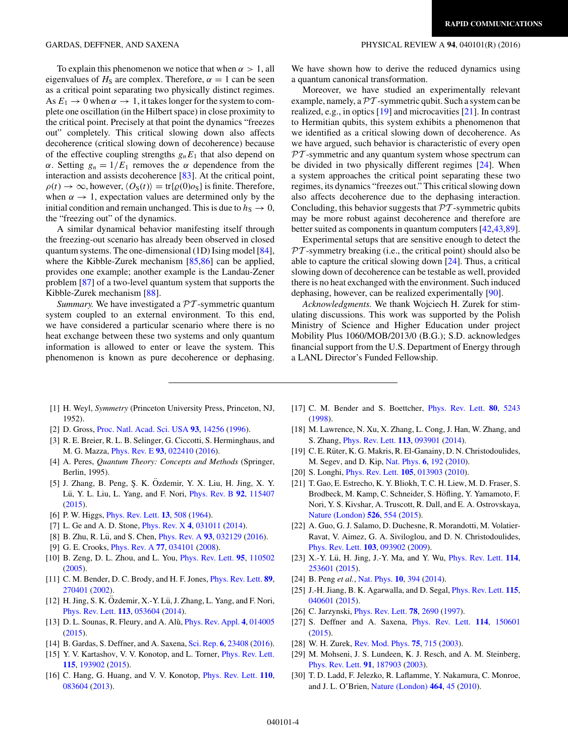To explain this phenomenon we notice that when $\alpha > 1$, all eigenvalues of $H_S$ are complex. Therefore, $\alpha = 1$ can be seen as a critical point separating two physically distinct regimes. As $E_1 \to 0$ when $\alpha \to 1$, it takes longer for the system to complete one oscillation (in the Hilbert space) in close proximity to the critical point. Precisely at that point the dynamics "freezes out" completely. This critical slowing down also affects decoherence (critical slowing down of decoherence) because of the effective coupling strengths $g_n E_1$ that also depend on $\alpha$. Setting $g_n = 1/E_1$ removes the $\alpha$ dependence from the interaction and assists decoherence [83]. At the critical point, $\rho(t) \to \infty$, however, $\langle O_S(t)\rangle = \mathrm{tr}\{\varrho(0) o_S\}$ is finite. Therefore, when $\alpha \to 1$, expectation values are determined only by the initial condition and remain unchanged. This is due to $h_S \to 0$, the "freezing out" of the dynamics.

A similar dynamical behavior manifesting itself through the freezing-out scenario has already been observed in closed quantum systems. The one-dimensional (1D) Ising model [84], where the Kibble-Zurek mechanism [85,86] can be applied, provides one example; another example is the Landau-Zener problem [87] of a two-level quantum system that supports the Kibble-Zurek mechanism [88].

*Summary.* We have investigated a $\mathcal{PT}$-symmetric quantum system coupled to an external environment. To this end, we have considered a particular scenario where there is no heat exchange between these two systems and only quantum information is allowed to enter or leave the system. This phenomenon is known as pure decoherence or dephasing. We have shown how to derive the reduced dynamics using a quantum canonical transformation.

Moreover, we have studied an experimentally relevant example, namely, a $\mathcal{PT}$-symmetric qubit. Such a system can be realized, e.g., in optics [19] and microcavities [21]. In contrast to Hermitian qubits, this system exhibits a phenomenon that we identified as a critical slowing down of decoherence. As we have argued, such behavior is characteristic of every open $\mathcal{PT}$-symmetric and any quantum system whose spectrum can be divided in two physically different regimes [24]. When a system approaches the critical point separating these two regimes, its dynamics "freezes out." This critical slowing down also affects decoherence due to the dephasing interaction. Concluding, this behavior suggests that $\mathcal{PT}$-symmetric qubits may be more robust against decoherence and therefore are better suited as components in quantum computers [42,43,89].

Experimental setups that are sensitive enough to detect the $\mathcal{PT}$-symmetry breaking (i.e., the critical point) should also be able to capture the critical slowing down [24]. Thus, a critical slowing down of decoherence can be testable as well, provided there is no heat exchanged with the environment. Such induced dephasing, however, can be realized experimentally [90].

*Acknowledgments.* We thank Wojciech H. Zurek for stimulating discussions. This work was supported by the Polish Ministry of Science and Higher Education under project Mobility Plus 1060/MOB/2013/0 (B.G.); S.D. acknowledges financial support from the U.S. Department of Energy through a LANL Director's Funded Fellowship.

---

[1] H. Weyl, *Symmetry* (Princeton University Press, Princeton, NJ, 1952).

[2] D. Gross, Proc. Natl. Acad. Sci. USA **93**, 14256 (1996).

[3] R. E. Breier, R. L. B. Selinger, G. Ciccotti, S. Herminghaus, and M. G. Mazza, Phys. Rev. E **93**, 022410 (2016).

[4] A. Peres, *Quantum Theory: Concepts and Methods* (Springer, Berlin, 1995).

[5] J. Zhang, B. Peng, Ş. K. Özdemir, Y. X. Liu, H. Jing, X. Y. Lü, Y. L. Liu, L. Yang, and F. Nori, Phys. Rev. B **92**, 115407 (2015).

[6] P. W. Higgs, Phys. Rev. Lett. **13**, 508 (1964).

[7] L. Ge and A. D. Stone, Phys. Rev. X **4**, 031011 (2014).

[8] B. Zhu, R. Lü, and S. Chen, Phys. Rev. A **93**, 032129 (2016).

[9] G. E. Crooks, Phys. Rev. A **77**, 034101 (2008).

[10] B. Zeng, D. L. Zhou, and L. You, Phys. Rev. Lett. **95**, 110502 (2005).

[11] C. M. Bender, D. C. Brody, and H. F. Jones, Phys. Rev. Lett. **89**, 270401 (2002).

[12] H. Jing, S. K. Özdemir, X.-Y. Lü, J. Zhang, L. Yang, and F. Nori, Phys. Rev. Lett. **113**, 053604 (2014).

[13] D. L. Sounas, R. Fleury, and A. Alù, Phys. Rev. Appl. **4**, 014005 (2015).

[14] B. Gardas, S. Deffner, and A. Saxena, Sci. Rep. **6**, 23408 (2016).

[15] Y. V. Kartashov, V. V. Konotop, and L. Torner, Phys. Rev. Lett. **115**, 193902 (2015).

[16] C. Hang, G. Huang, and V. V. Konotop, Phys. Rev. Lett. **110**, 083604 (2013).

[17] C. M. Bender and S. Boettcher, Phys. Rev. Lett. **80**, 5243 (1998).

[18] M. Lawrence, N. Xu, X. Zhang, L. Cong, J. Han, W. Zhang, and S. Zhang, Phys. Rev. Lett. **113**, 093901 (2014).

[19] C. E. Rüter, K. G. Makris, R. El-Ganainy, D. N. Christodoulides, M. Segev, and D. Kip, Nat. Phys. **6**, 192 (2010).

[20] S. Longhi, Phys. Rev. Lett. **105**, 013903 (2010).

[21] T. Gao, E. Estrecho, K. Y. Bliokh, T. C. H. Liew, M. D. Fraser, S. Brodbeck, M. Kamp, C. Schneider, S. Höfling, Y. Yamamoto, F. Nori, Y. S. Kivshar, A. Truscott, R. Dall, and E. A. Ostrovskaya, Nature (London) **526**, 554 (2015).

[22] A. Guo, G. J. Salamo, D. Duchesne, R. Morandotti, M. Volatier-Ravat, V. Aimez, G. A. Siviloglou, and D. N. Christodoulides, Phys. Rev. Lett. **103**, 093902 (2009).

[23] X.-Y. Lü, H. Jing, J.-Y. Ma, and Y. Wu, Phys. Rev. Lett. **114**, 253601 (2015).

[24] B. Peng *et al.*, Nat. Phys. **10**, 394 (2014).

[25] J.-H. Jiang, B. K. Agarwalla, and D. Segal, Phys. Rev. Lett. **115**, 040601 (2015).

[26] C. Jarzynski, Phys. Rev. Lett. **78**, 2690 (1997).

[27] S. Deffner and A. Saxena, Phys. Rev. Lett. **114**, 150601 (2015).

[28] W. H. Zurek, Rev. Mod. Phys. **75**, 715 (2003).

[29] M. Mohseni, J. S. Lundeen, K. J. Resch, and A. M. Steinberg, Phys. Rev. Lett. **91**, 187903 (2003).

[30] T. D. Ladd, F. Jelezko, R. Laflamme, Y. Nakamura, C. Monroe, and J. L. O'Brien, Nature (London) **464**, 45 (2010).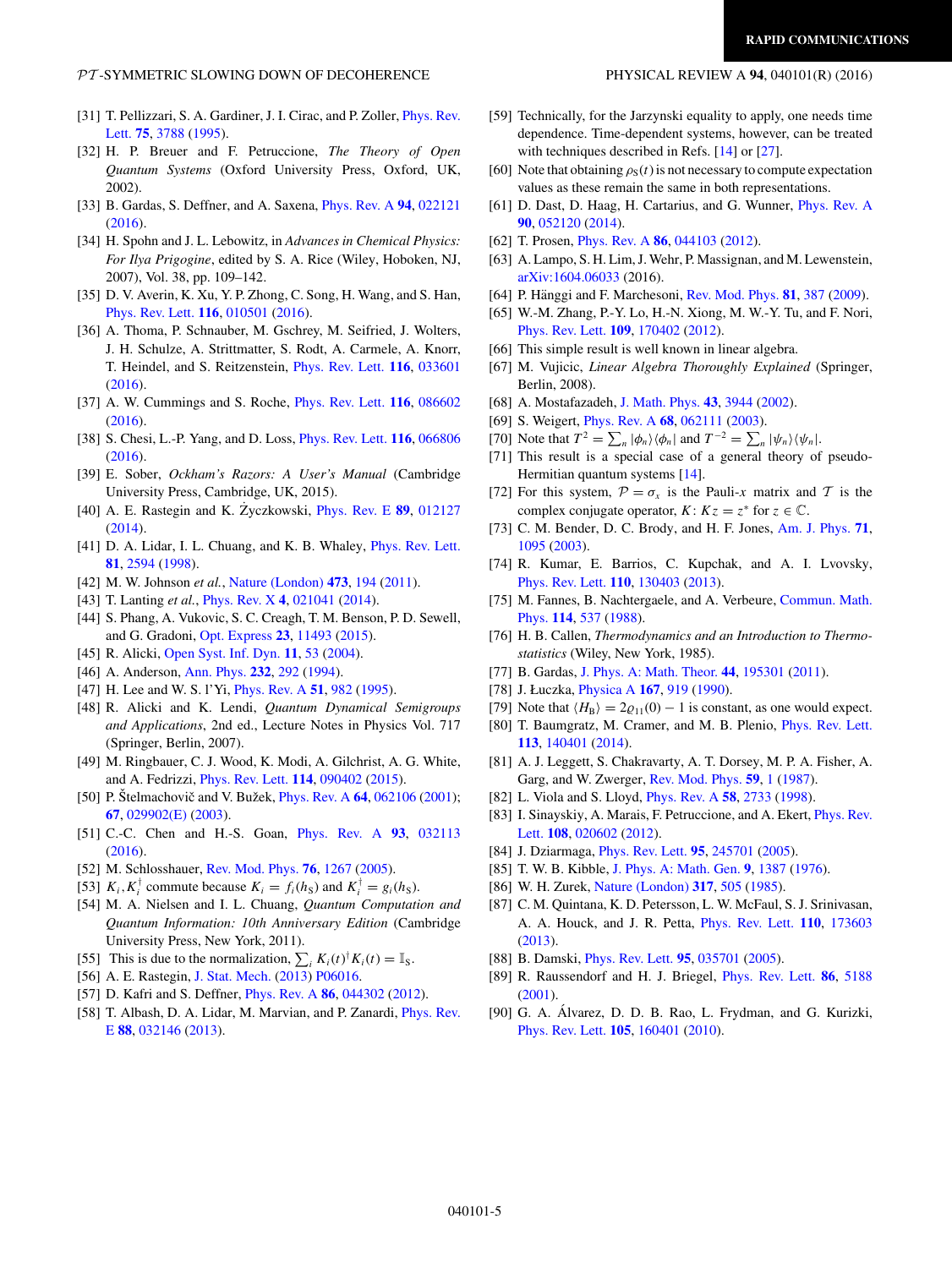[31] T. Pellizzari, S. A. Gardiner, J. I. Cirac, and P. Zoller, Phys. Rev. Lett. **75**, 3788 (1995).

[32] H. P. Breuer and F. Petruccione, *The Theory of Open Quantum Systems* (Oxford University Press, Oxford, UK, 2002).

[33] B. Gardas, S. Deffner, and A. Saxena, Phys. Rev. A **94**, 022121 (2016).

[34] H. Spohn and J. L. Lebowitz, in *Advances in Chemical Physics: For Ilya Prigogine*, edited by S. A. Rice (Wiley, Hoboken, NJ, 2007), Vol. 38, pp. 109–142.

[35] D. V. Averin, K. Xu, Y. P. Zhong, C. Song, H. Wang, and S. Han, Phys. Rev. Lett. **116**, 010501 (2016).

[36] A. Thoma, P. Schnauber, M. Gschrey, M. Seifried, J. Wolters, J. H. Schulze, A. Strittmatter, S. Rodt, A. Carmele, A. Knorr, T. Heindel, and S. Reitzenstein, Phys. Rev. Lett. **116**, 033601 (2016).

[37] A. W. Cummings and S. Roche, Phys. Rev. Lett. **116**, 086602 (2016).

[38] S. Chesi, L.-P. Yang, and D. Loss, Phys. Rev. Lett. **116**, 066806 (2016).

[39] E. Sober, *Ockham's Razors: A User's Manual* (Cambridge University Press, Cambridge, UK, 2015).

[40] A. E. Rastegin and K. Życzkowski, Phys. Rev. E **89**, 012127 (2014).

[41] D. A. Lidar, I. L. Chuang, and K. B. Whaley, Phys. Rev. Lett. **81**, 2594 (1998).

[42] M. W. Johnson *et al.*, Nature (London) **473**, 194 (2011).

[43] T. Lanting *et al.*, Phys. Rev. X **4**, 021041 (2014).

[44] S. Phang, A. Vukovic, S. C. Creagh, T. M. Benson, P. D. Sewell, and G. Gradoni, Opt. Express **23**, 11493 (2015).

[45] R. Alicki, Open Syst. Inf. Dyn. **11**, 53 (2004).

[46] A. Anderson, Ann. Phys. **232**, 292 (1994).

[47] H. Lee and W. S. l'Yi, Phys. Rev. A **51**, 982 (1995).

[48] R. Alicki and K. Lendi, *Quantum Dynamical Semigroups and Applications*, 2nd ed., Lecture Notes in Physics Vol. 717 (Springer, Berlin, 2007).

[49] M. Ringbauer, C. J. Wood, K. Modi, A. Gilchrist, A. G. White, and A. Fedrizzi, Phys. Rev. Lett. **114**, 090402 (2015).

[50] P. Štelmachovič and V. Bužek, Phys. Rev. A **64**, 062106 (2001); **67**, 029902(E) (2003).

[51] C.-C. Chen and H.-S. Goan, Phys. Rev. A **93**, 032113 (2016).

[52] M. Schlosshauer, Rev. Mod. Phys. **76**, 1267 (2005).

[53] $K_i, K_i^\dagger$ commute because $K_i = f_i(h_\mathrm{S})$ and $K_i^\dagger = g_i(h_\mathrm{S})$.

[54] M. A. Nielsen and I. L. Chuang, *Quantum Computation and Quantum Information: 10th Anniversary Edition* (Cambridge University Press, New York, 2011).

[55] This is due to the normalization, $\sum_i K_i(t)^\dagger K_i(t) = \mathbb{I}_\mathrm{S}$.

[56] A. E. Rastegin, J. Stat. Mech. (2013) P06016.

[57] D. Kafri and S. Deffner, Phys. Rev. A **86**, 044302 (2012).

[58] T. Albash, D. A. Lidar, M. Marvian, and P. Zanardi, Phys. Rev. E **88**, 032146 (2013).

[59] Technically, for the Jarzynski equality to apply, one needs time dependence. Time-dependent systems, however, can be treated with techniques described in Refs. [14] or [27].

[60] Note that obtaining $\rho_\mathrm{S}(t)$ is not necessary to compute expectation values as these remain the same in both representations.

[61] D. Dast, D. Haag, H. Cartarius, and G. Wunner, Phys. Rev. A **90**, 052120 (2014).

[62] T. Prosen, Phys. Rev. A **86**, 044103 (2012).

[63] A. Lampo, S. H. Lim, J. Wehr, P. Massignan, and M. Lewenstein, arXiv:1604.06033 (2016).

[64] P. Hänggi and F. Marchesoni, Rev. Mod. Phys. **81**, 387 (2009).

[65] W.-M. Zhang, P.-Y. Lo, H.-N. Xiong, M. W.-Y. Tu, and F. Nori, Phys. Rev. Lett. **109**, 170402 (2012).

[66] This simple result is well known in linear algebra.

[67] M. Vujicic, *Linear Algebra Thoroughly Explained* (Springer, Berlin, 2008).

[68] A. Mostafazadeh, J. Math. Phys. **43**, 3944 (2002).

[69] S. Weigert, Phys. Rev. A **68**, 062111 (2003).

[70] Note that $T^2 = \sum_n |\phi_n\rangle\langle\phi_n|$ and $T^{-2} = \sum_n |\psi_n\rangle\langle\psi_n|$.

[71] This result is a special case of a general theory of pseudo-Hermitian quantum systems [14].

[72] For this system, $\mathcal{P} = \sigma_x$ is the Pauli-$x$ matrix and $\mathcal{T}$ is the complex conjugate operator, $K$: $Kz = z^*$ for $z \in \mathbb{C}$.

[73] C. M. Bender, D. C. Brody, and H. F. Jones, Am. J. Phys. **71**, 1095 (2003).

[74] R. Kumar, E. Barrios, C. Kupchak, and A. I. Lvovsky, Phys. Rev. Lett. **110**, 130403 (2013).

[75] M. Fannes, B. Nachtergaele, and A. Verbeure, Commun. Math. Phys. **114**, 537 (1988).

[76] H. B. Callen, *Thermodynamics and an Introduction to Thermostatistics* (Wiley, New York, 1985).

[77] B. Gardas, J. Phys. A: Math. Theor. **44**, 195301 (2011).

[78] J. Łuczka, Physica A **167**, 919 (1990).

[79] Note that $\langle H_\mathrm{B}\rangle = 2\varrho_{11}(0) - 1$ is constant, as one would expect.

[80] T. Baumgratz, M. Cramer, and M. B. Plenio, Phys. Rev. Lett. **113**, 140401 (2014).

[81] A. J. Leggett, S. Chakravarty, A. T. Dorsey, M. P. A. Fisher, A. Garg, and W. Zwerger, Rev. Mod. Phys. **59**, 1 (1987).

[82] L. Viola and S. Lloyd, Phys. Rev. A **58**, 2733 (1998).

[83] I. Sinayskiy, A. Marais, F. Petruccione, and A. Ekert, Phys. Rev. Lett. **108**, 020602 (2012).

[84] J. Dziarmaga, Phys. Rev. Lett. **95**, 245701 (2005).

[85] T. W. B. Kibble, J. Phys. A: Math. Gen. **9**, 1387 (1976).

[86] W. H. Zurek, Nature (London) **317**, 505 (1985).

[87] C. M. Quintana, K. D. Petersson, L. W. McFaul, S. J. Srinivasan, A. A. Houck, and J. R. Petta, Phys. Rev. Lett. **110**, 173603 (2013).

[88] B. Damski, Phys. Rev. Lett. **95**, 035701 (2005).

[89] R. Raussendorf and H. J. Briegel, Phys. Rev. Lett. **86**, 5188 (2001).

[90] G. A. Álvarez, D. D. B. Rao, L. Frydman, and G. Kurizki, Phys. Rev. Lett. **105**, 160401 (2010).